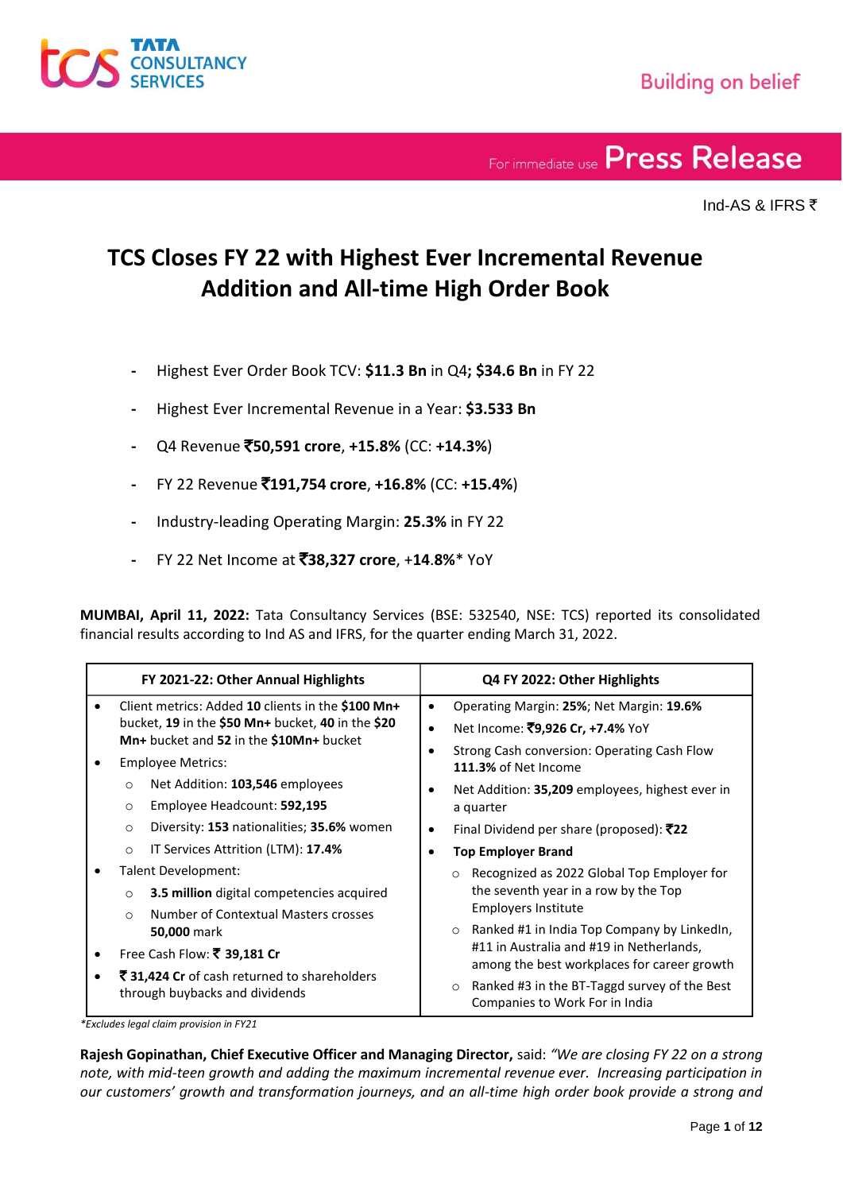For immediate use **Press Release**

Ind-AS & IFRS ₹

# TCS Closes FY 22 with Highest Ever Incremental Revenue Addition and All-time High Order Book

- Highest Ever Order Book TCV: **$11.3 Bn** in Q4**; $34.6 Bn** in FY 22
- Highest Ever Incremental Revenue in a Year: **$3.533 Bn**
- Q4 Revenue **₹50,591 crore**, **+15.8%** (CC: **+14.3%**)
- FY 22 Revenue **₹191,754 crore**, **+16.8%** (CC: **+15.4%**)
- Industry-leading Operating Margin: **25.3%** in FY 22
- FY 22 Net Income at **₹38,327 crore**, +**14.8%*** YoY

**MUMBAI, April 11, 2022:** Tata Consultancy Services (BSE: 532540, NSE: TCS) reported its consolidated financial results according to Ind AS and IFRS, for the quarter ending March 31, 2022.

| FY 2021-22: Other Annual Highlights | Q4 FY 2022: Other Highlights |
|---|---|
| • Client metrics: Added **10** clients in the **$100 Mn+** bucket, **19** in the **$50 Mn+** bucket, **40** in the **$20 Mn+** bucket and **52** in the **$10Mn+** bucket<br>• Employee Metrics:<br>&nbsp;&nbsp;○ Net Addition: **103,546** employees<br>&nbsp;&nbsp;○ Employee Headcount: **592,195**<br>&nbsp;&nbsp;○ Diversity: **153** nationalities; **35.6%** women<br>&nbsp;&nbsp;○ IT Services Attrition (LTM): **17.4%**<br>• Talent Development:<br>&nbsp;&nbsp;○ **3.5 million** digital competencies acquired<br>&nbsp;&nbsp;○ Number of Contextual Masters crosses **50,000** mark<br>• Free Cash Flow: **₹ 39,181 Cr**<br>• **₹ 31,424 Cr** of cash returned to shareholders through buybacks and dividends | • Operating Margin: **25%**; Net Margin: **19.6%**<br>• Net Income: **₹9,926 Cr, +7.4%** YoY<br>• Strong Cash conversion: Operating Cash Flow **111.3%** of Net Income<br>• Net Addition: **35,209** employees, highest ever in a quarter<br>• Final Dividend per share (proposed): **₹22**<br>• **Top Employer Brand**<br>&nbsp;&nbsp;○ Recognized as 2022 Global Top Employer for the seventh year in a row by the Top Employers Institute<br>&nbsp;&nbsp;○ Ranked #1 in India Top Company by LinkedIn, #11 in Australia and #19 in Netherlands, among the best workplaces for career growth<br>&nbsp;&nbsp;○ Ranked #3 in the BT-Taggd survey of the Best Companies to Work For in India |

*\*Excludes legal claim provision in FY21*

**Rajesh Gopinathan, Chief Executive Officer and Managing Director,** said: *"We are closing FY 22 on a strong note, with mid-teen growth and adding the maximum incremental revenue ever. Increasing participation in our customers' growth and transformation journeys, and an all-time high order book provide a strong and*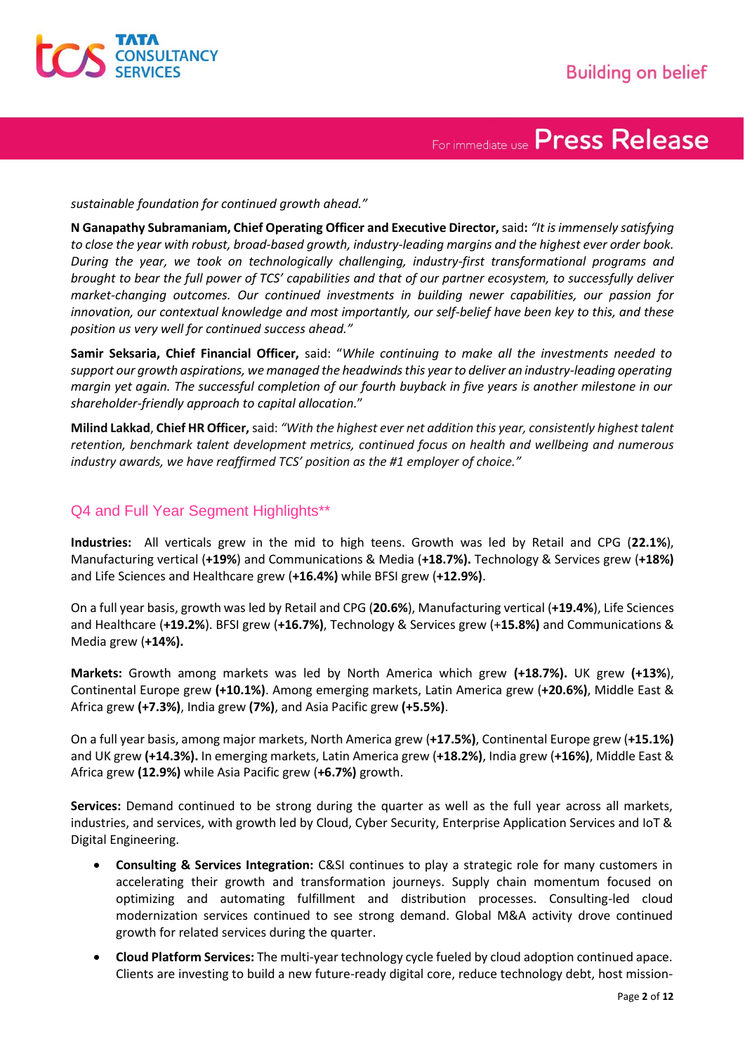*sustainable foundation for continued growth ahead."*

**N Ganapathy Subramaniam, Chief Operating Officer and Executive Director,** said**:** *"It is immensely satisfying to close the year with robust, broad-based growth, industry-leading margins and the highest ever order book. During the year, we took on technologically challenging, industry-first transformational programs and brought to bear the full power of TCS' capabilities and that of our partner ecosystem, to successfully deliver market-changing outcomes. Our continued investments in building newer capabilities, our passion for innovation, our contextual knowledge and most importantly, our self-belief have been key to this, and these position us very well for continued success ahead."*

**Samir Seksaria, Chief Financial Officer,** said: "*While continuing to make all the investments needed to support our growth aspirations, we managed the headwinds this year to deliver an industry-leading operating margin yet again. The successful completion of our fourth buyback in five years is another milestone in our shareholder-friendly approach to capital allocation.*"

**Milind Lakkad**, **Chief HR Officer,** said: *"With the highest ever net addition this year, consistently highest talent retention, benchmark talent development metrics, continued focus on health and wellbeing and numerous industry awards, we have reaffirmed TCS' position as the #1 employer of choice."*

## Q4 and Full Year Segment Highlights**

**Industries:** All verticals grew in the mid to high teens. Growth was led by Retail and CPG (**22.1%**), Manufacturing vertical (**+19%**) and Communications & Media (**+18.7%).** Technology & Services grew (**+18%)** and Life Sciences and Healthcare grew (**+16.4%)** while BFSI grew (**+12.9%)**.

On a full year basis, growth was led by Retail and CPG (**20.6%**), Manufacturing vertical (**+19.4%**), Life Sciences and Healthcare (**+19.2%**). BFSI grew (**+16.7%)**, Technology & Services grew (+**15.8%)** and Communications & Media grew (**+14%).**

**Markets:** Growth among markets was led by North America which grew **(+18.7%).** UK grew **(+13%**), Continental Europe grew **(+10.1%)**. Among emerging markets, Latin America grew (**+20.6%)**, Middle East & Africa grew **(+7.3%)**, India grew **(7%)**, and Asia Pacific grew **(+5.5%)**.

On a full year basis, among major markets, North America grew (**+17.5%)**, Continental Europe grew (**+15.1%)** and UK grew **(+14.3%).** In emerging markets, Latin America grew (**+18.2%)**, India grew (**+16%)**, Middle East & Africa grew **(12.9%)** while Asia Pacific grew (**+6.7%)** growth.

**Services:** Demand continued to be strong during the quarter as well as the full year across all markets, industries, and services, with growth led by Cloud, Cyber Security, Enterprise Application Services and IoT & Digital Engineering.

- **Consulting & Services Integration:** C&SI continues to play a strategic role for many customers in accelerating their growth and transformation journeys. Supply chain momentum focused on optimizing and automating fulfillment and distribution processes. Consulting-led cloud modernization services continued to see strong demand. Global M&A activity drove continued growth for related services during the quarter.
- **Cloud Platform Services:** The multi-year technology cycle fueled by cloud adoption continued apace. Clients are investing to build a new future-ready digital core, reduce technology debt, host mission-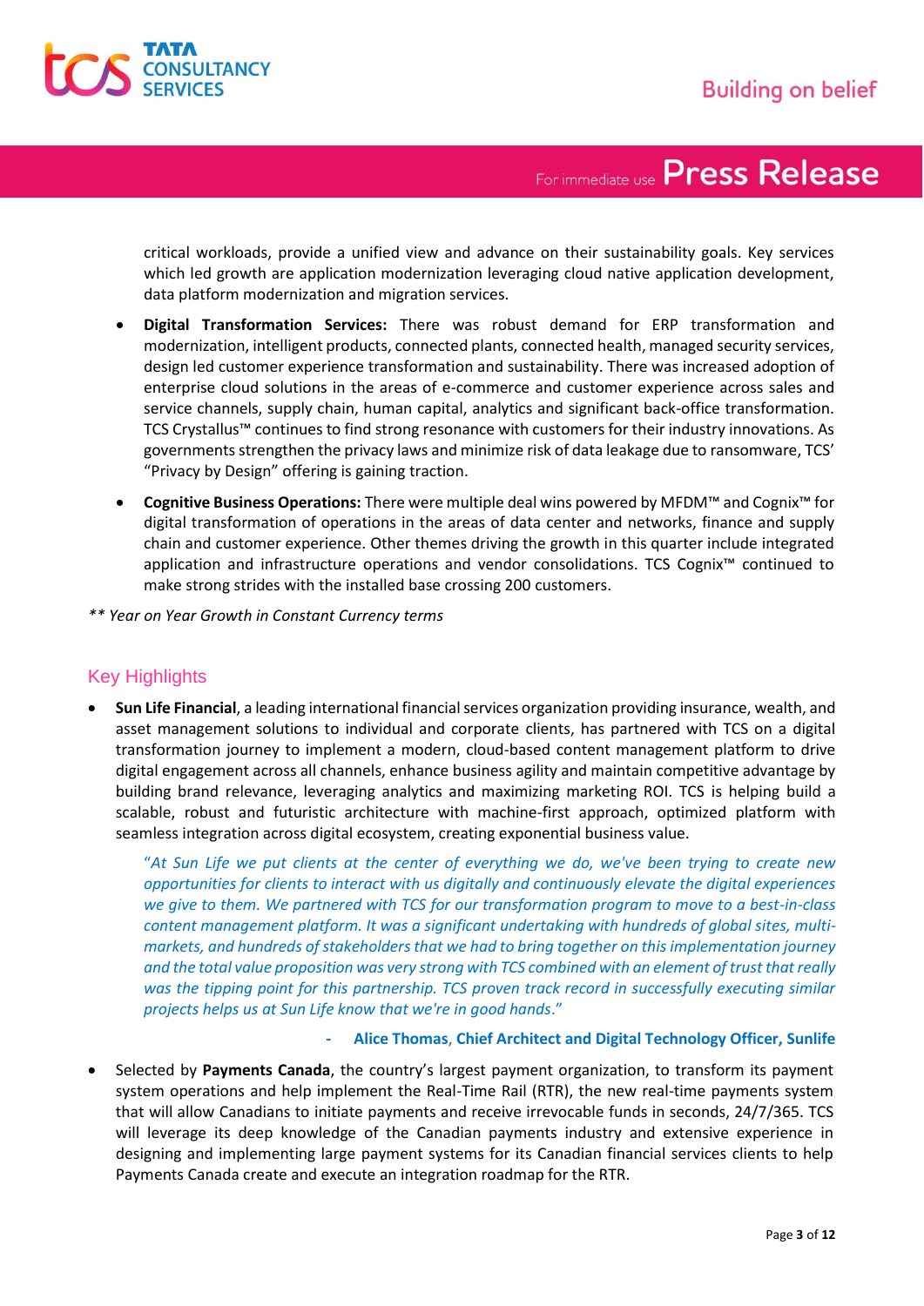critical workloads, provide a unified view and advance on their sustainability goals. Key services which led growth are application modernization leveraging cloud native application development, data platform modernization and migration services.

- **Digital Transformation Services:** There was robust demand for ERP transformation and modernization, intelligent products, connected plants, connected health, managed security services, design led customer experience transformation and sustainability. There was increased adoption of enterprise cloud solutions in the areas of e-commerce and customer experience across sales and service channels, supply chain, human capital, analytics and significant back-office transformation. TCS Crystallus™ continues to find strong resonance with customers for their industry innovations. As governments strengthen the privacy laws and minimize risk of data leakage due to ransomware, TCS' "Privacy by Design" offering is gaining traction.

- **Cognitive Business Operations:** There were multiple deal wins powered by MFDM™ and Cognix™ for digital transformation of operations in the areas of data center and networks, finance and supply chain and customer experience. Other themes driving the growth in this quarter include integrated application and infrastructure operations and vendor consolidations. TCS Cognix™ continued to make strong strides with the installed base crossing 200 customers.

*** Year on Year Growth in Constant Currency terms*

## Key Highlights

- **Sun Life Financial**, a leading international financial services organization providing insurance, wealth, and asset management solutions to individual and corporate clients, has partnered with TCS on a digital transformation journey to implement a modern, cloud-based content management platform to drive digital engagement across all channels, enhance business agility and maintain competitive advantage by building brand relevance, leveraging analytics and maximizing marketing ROI. TCS is helping build a scalable, robust and futuristic architecture with machine-first approach, optimized platform with seamless integration across digital ecosystem, creating exponential business value.

  *"At Sun Life we put clients at the center of everything we do, we've been trying to create new opportunities for clients to interact with us digitally and continuously elevate the digital experiences we give to them. We partnered with TCS for our transformation program to move to a best-in-class content management platform. It was a significant undertaking with hundreds of global sites, multi-markets, and hundreds of stakeholders that we had to bring together on this implementation journey and the total value proposition was very strong with TCS combined with an element of trust that really was the tipping point for this partnership. TCS proven track record in successfully executing similar projects helps us at Sun Life know that we're in good hands."*

  \- **Alice Thomas, Chief Architect and Digital Technology Officer, Sunlife**

- Selected by **Payments Canada**, the country's largest payment organization, to transform its payment system operations and help implement the Real-Time Rail (RTR), the new real-time payments system that will allow Canadians to initiate payments and receive irrevocable funds in seconds, 24/7/365. TCS will leverage its deep knowledge of the Canadian payments industry and extensive experience in designing and implementing large payment systems for its Canadian financial services clients to help Payments Canada create and execute an integration roadmap for the RTR.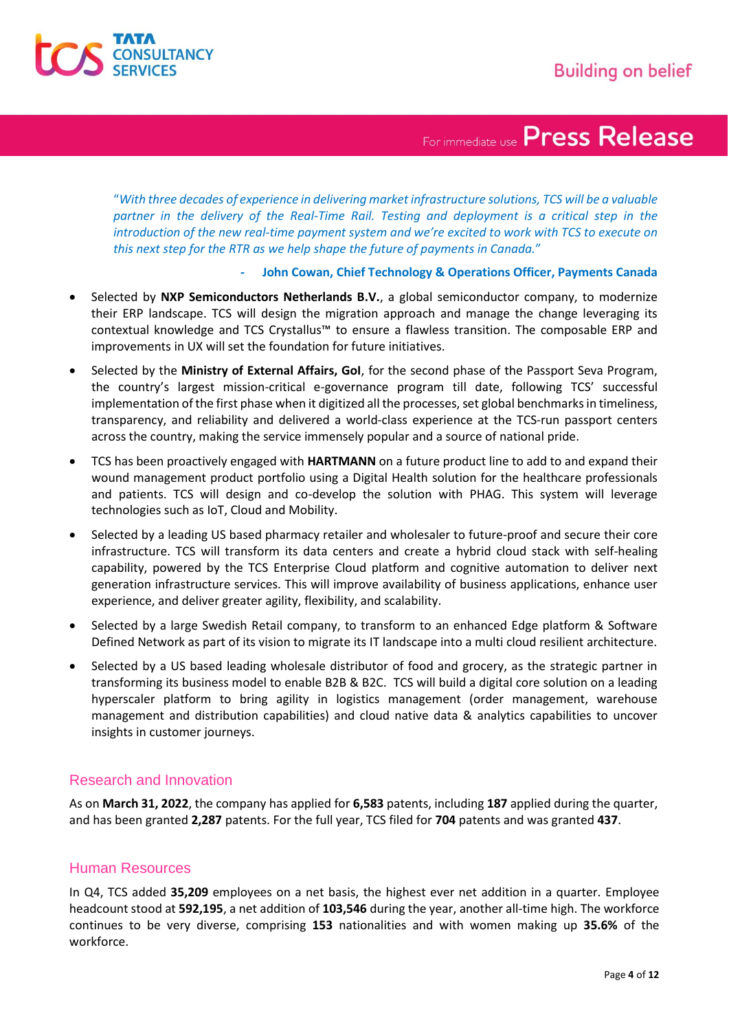*"With three decades of experience in delivering market infrastructure solutions, TCS will be a valuable partner in the delivery of the Real-Time Rail. Testing and deployment is a critical step in the introduction of the new real-time payment system and we're excited to work with TCS to execute on this next step for the RTR as we help shape the future of payments in Canada."*

**- John Cowan, Chief Technology & Operations Officer, Payments Canada**

- Selected by **NXP Semiconductors Netherlands B.V.**, a global semiconductor company, to modernize their ERP landscape. TCS will design the migration approach and manage the change leveraging its contextual knowledge and TCS Crystallus™ to ensure a flawless transition. The composable ERP and improvements in UX will set the foundation for future initiatives.
- Selected by the **Ministry of External Affairs, GoI**, for the second phase of the Passport Seva Program, the country's largest mission-critical e-governance program till date, following TCS' successful implementation of the first phase when it digitized all the processes, set global benchmarks in timeliness, transparency, and reliability and delivered a world-class experience at the TCS-run passport centers across the country, making the service immensely popular and a source of national pride.
- TCS has been proactively engaged with **HARTMANN** on a future product line to add to and expand their wound management product portfolio using a Digital Health solution for the healthcare professionals and patients. TCS will design and co-develop the solution with PHAG. This system will leverage technologies such as IoT, Cloud and Mobility.
- Selected by a leading US based pharmacy retailer and wholesaler to future-proof and secure their core infrastructure. TCS will transform its data centers and create a hybrid cloud stack with self-healing capability, powered by the TCS Enterprise Cloud platform and cognitive automation to deliver next generation infrastructure services. This will improve availability of business applications, enhance user experience, and deliver greater agility, flexibility, and scalability.
- Selected by a large Swedish Retail company, to transform to an enhanced Edge platform & Software Defined Network as part of its vision to migrate its IT landscape into a multi cloud resilient architecture.
- Selected by a US based leading wholesale distributor of food and grocery, as the strategic partner in transforming its business model to enable B2B & B2C. TCS will build a digital core solution on a leading hyperscaler platform to bring agility in logistics management (order management, warehouse management and distribution capabilities) and cloud native data & analytics capabilities to uncover insights in customer journeys.

## Research and Innovation

As on **March 31, 2022**, the company has applied for **6,583** patents, including **187** applied during the quarter, and has been granted **2,287** patents. For the full year, TCS filed for **704** patents and was granted **437**.

## Human Resources

In Q4, TCS added **35,209** employees on a net basis, the highest ever net addition in a quarter. Employee headcount stood at **592,195**, a net addition of **103,546** during the year, another all-time high. The workforce continues to be very diverse, comprising **153** nationalities and with women making up **35.6%** of the workforce.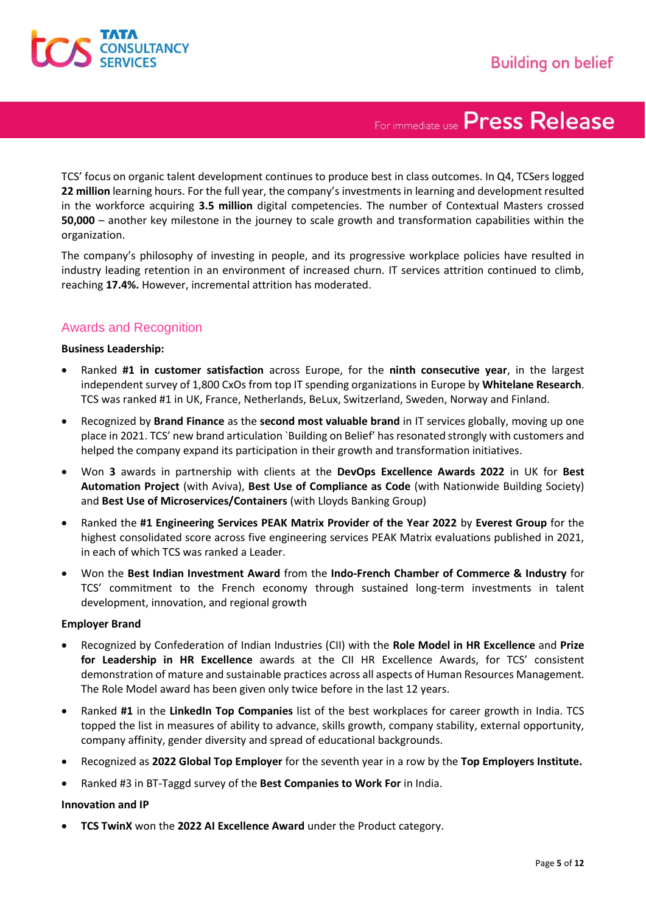TCS' focus on organic talent development continues to produce best in class outcomes. In Q4, TCSers logged **22 million** learning hours. For the full year, the company's investments in learning and development resulted in the workforce acquiring **3.5 million** digital competencies. The number of Contextual Masters crossed **50,000** – another key milestone in the journey to scale growth and transformation capabilities within the organization.

The company's philosophy of investing in people, and its progressive workplace policies have resulted in industry leading retention in an environment of increased churn. IT services attrition continued to climb, reaching **17.4%.** However, incremental attrition has moderated.

## Awards and Recognition

**Business Leadership:**

- Ranked **#1 in customer satisfaction** across Europe, for the **ninth consecutive year**, in the largest independent survey of 1,800 CxOs from top IT spending organizations in Europe by **Whitelane Research**. TCS was ranked #1 in UK, France, Netherlands, BeLux, Switzerland, Sweden, Norway and Finland.
- Recognized by **Brand Finance** as the **second most valuable brand** in IT services globally, moving up one place in 2021. TCS' new brand articulation `Building on Belief' has resonated strongly with customers and helped the company expand its participation in their growth and transformation initiatives.
- Won **3** awards in partnership with clients at the **DevOps Excellence Awards 2022** in UK for **Best Automation Project** (with Aviva), **Best Use of Compliance as Code** (with Nationwide Building Society) and **Best Use of Microservices/Containers** (with Lloyds Banking Group)
- Ranked the **#1 Engineering Services PEAK Matrix Provider of the Year 2022** by **Everest Group** for the highest consolidated score across five engineering services PEAK Matrix evaluations published in 2021, in each of which TCS was ranked a Leader.
- Won the **Best Indian Investment Award** from the **Indo-French Chamber of Commerce & Industry** for TCS' commitment to the French economy through sustained long-term investments in talent development, innovation, and regional growth

**Employer Brand**

- Recognized by Confederation of Indian Industries (CII) with the **Role Model in HR Excellence** and **Prize for Leadership in HR Excellence** awards at the CII HR Excellence Awards, for TCS' consistent demonstration of mature and sustainable practices across all aspects of Human Resources Management. The Role Model award has been given only twice before in the last 12 years.
- Ranked **#1** in the **LinkedIn Top Companies** list of the best workplaces for career growth in India. TCS topped the list in measures of ability to advance, skills growth, company stability, external opportunity, company affinity, gender diversity and spread of educational backgrounds.
- Recognized as **2022 Global Top Employer** for the seventh year in a row by the **Top Employers Institute.**
- Ranked #3 in BT-Taggd survey of the **Best Companies to Work For** in India.

**Innovation and IP**

- **TCS TwinX** won the **2022 AI Excellence Award** under the Product category.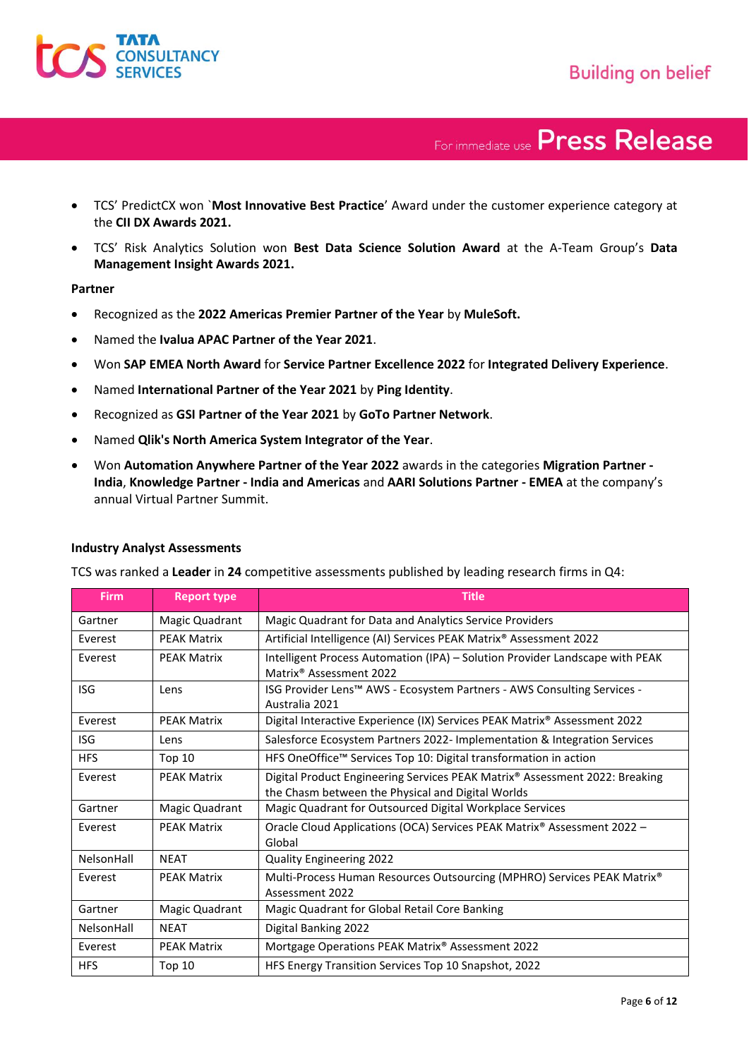- TCS' PredictCX won `**Most Innovative Best Practice**' Award under the customer experience category at the **CII DX Awards 2021.**
- TCS' Risk Analytics Solution won **Best Data Science Solution Award** at the A-Team Group's **Data Management Insight Awards 2021.**

**Partner**

- Recognized as the **2022 Americas Premier Partner of the Year** by **MuleSoft.**
- Named the **Ivalua APAC Partner of the Year 2021**.
- Won **SAP EMEA North Award** for **Service Partner Excellence 2022** for **Integrated Delivery Experience**.
- Named **International Partner of the Year 2021** by **Ping Identity**.
- Recognized as **GSI Partner of the Year 2021** by **GoTo Partner Network**.
- Named **Qlik's North America System Integrator of the Year**.
- Won **Automation Anywhere Partner of the Year 2022** awards in the categories **Migration Partner - India**, **Knowledge Partner - India and Americas** and **AARI Solutions Partner - EMEA** at the company's annual Virtual Partner Summit.

**Industry Analyst Assessments**

TCS was ranked a **Leader** in **24** competitive assessments published by leading research firms in Q4:

| Firm | Report type | Title |
|---|---|---|
| Gartner | Magic Quadrant | Magic Quadrant for Data and Analytics Service Providers |
| Everest | PEAK Matrix | Artificial Intelligence (AI) Services PEAK Matrix® Assessment 2022 |
| Everest | PEAK Matrix | Intelligent Process Automation (IPA) – Solution Provider Landscape with PEAK Matrix® Assessment 2022 |
| ISG | Lens | ISG Provider Lens™ AWS - Ecosystem Partners - AWS Consulting Services - Australia 2021 |
| Everest | PEAK Matrix | Digital Interactive Experience (IX) Services PEAK Matrix® Assessment 2022 |
| ISG | Lens | Salesforce Ecosystem Partners 2022- Implementation & Integration Services |
| HFS | Top 10 | HFS OneOffice™ Services Top 10: Digital transformation in action |
| Everest | PEAK Matrix | Digital Product Engineering Services PEAK Matrix® Assessment 2022: Breaking the Chasm between the Physical and Digital Worlds |
| Gartner | Magic Quadrant | Magic Quadrant for Outsourced Digital Workplace Services |
| Everest | PEAK Matrix | Oracle Cloud Applications (OCA) Services PEAK Matrix® Assessment 2022 – Global |
| NelsonHall | NEAT | Quality Engineering 2022 |
| Everest | PEAK Matrix | Multi-Process Human Resources Outsourcing (MPHRO) Services PEAK Matrix® Assessment 2022 |
| Gartner | Magic Quadrant | Magic Quadrant for Global Retail Core Banking |
| NelsonHall | NEAT | Digital Banking 2022 |
| Everest | PEAK Matrix | Mortgage Operations PEAK Matrix® Assessment 2022 |
| HFS | Top 10 | HFS Energy Transition Services Top 10 Snapshot, 2022 |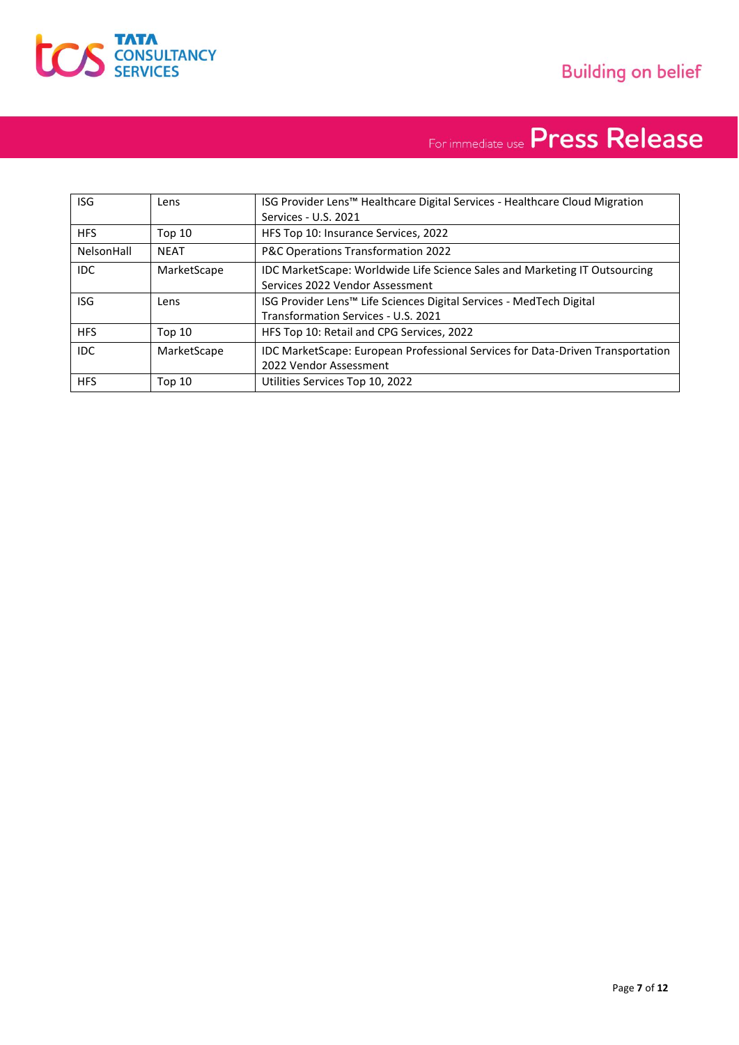| ISG | Lens | ISG Provider Lens™ Healthcare Digital Services - Healthcare Cloud Migration Services - U.S. 2021 |
|---|---|---|
| HFS | Top 10 | HFS Top 10: Insurance Services, 2022 |
| NelsonHall | NEAT | P&C Operations Transformation 2022 |
| IDC | MarketScape | IDC MarketScape: Worldwide Life Science Sales and Marketing IT Outsourcing Services 2022 Vendor Assessment |
| ISG | Lens | ISG Provider Lens™ Life Sciences Digital Services - MedTech Digital Transformation Services - U.S. 2021 |
| HFS | Top 10 | HFS Top 10: Retail and CPG Services, 2022 |
| IDC | MarketScape | IDC MarketScape: European Professional Services for Data-Driven Transportation 2022 Vendor Assessment |
| HFS | Top 10 | Utilities Services Top 10, 2022 |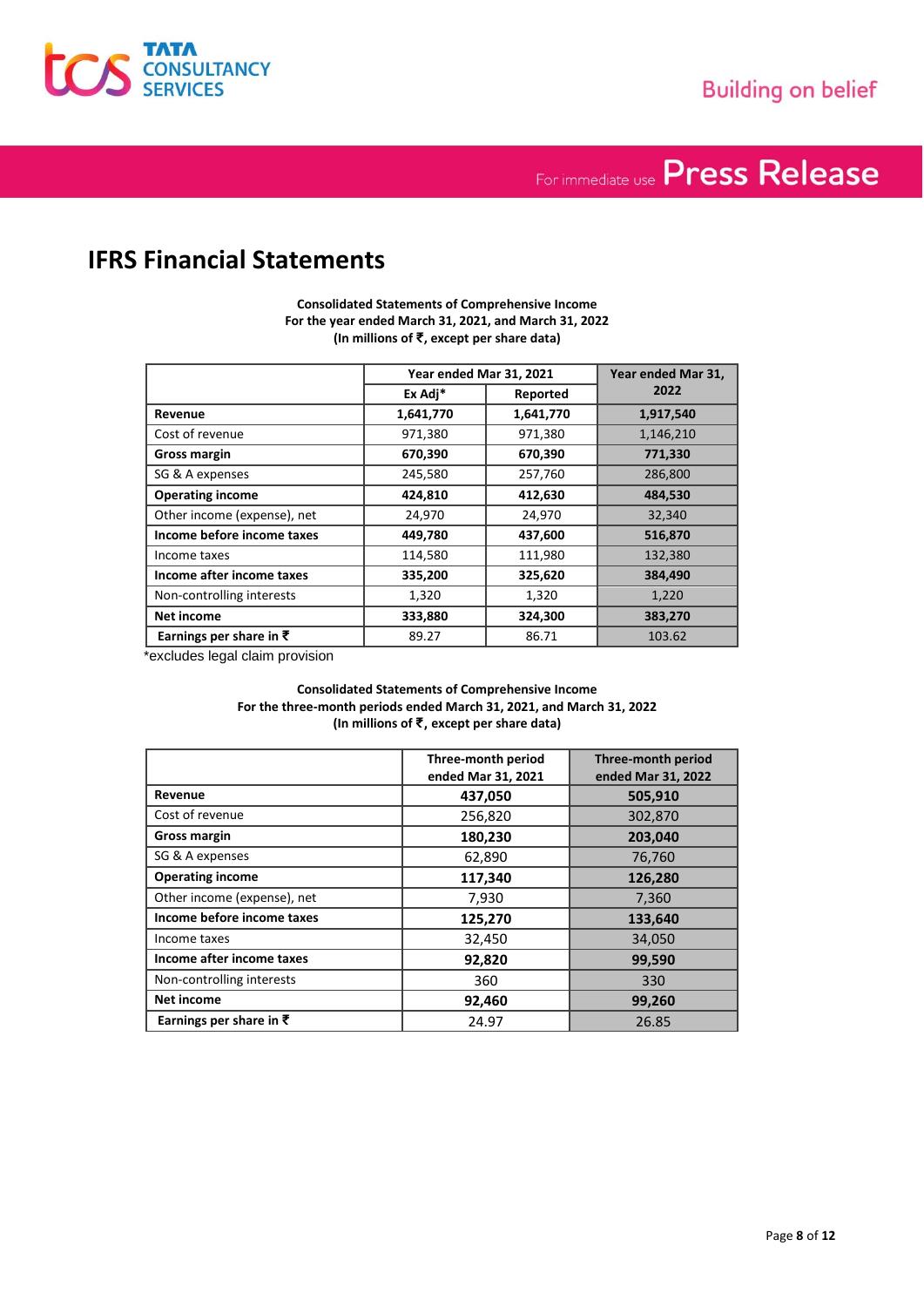# IFRS Financial Statements

**Consolidated Statements of Comprehensive Income**
**For the year ended March 31, 2021, and March 31, 2022**
**(In millions of ₹, except per share data)**

| | Year ended Mar 31, 2021 | | Year ended Mar 31, 2022 |
|---|---|---|---|
| | Ex Adj* | Reported | |
| **Revenue** | **1,641,770** | **1,641,770** | **1,917,540** |
| Cost of revenue | 971,380 | 971,380 | 1,146,210 |
| **Gross margin** | **670,390** | **670,390** | **771,330** |
| SG & A expenses | 245,580 | 257,760 | 286,800 |
| **Operating income** | **424,810** | **412,630** | **484,530** |
| Other income (expense), net | 24,970 | 24,970 | 32,340 |
| **Income before income taxes** | **449,780** | **437,600** | **516,870** |
| Income taxes | 114,580 | 111,980 | 132,380 |
| **Income after income taxes** | **335,200** | **325,620** | **384,490** |
| Non-controlling interests | 1,320 | 1,320 | 1,220 |
| **Net income** | **333,880** | **324,300** | **383,270** |
| **Earnings per share in ₹** | 89.27 | 86.71 | 103.62 |

*excludes legal claim provision

**Consolidated Statements of Comprehensive Income**
**For the three-month periods ended March 31, 2021, and March 31, 2022**
**(In millions of ₹, except per share data)**

| | Three-month period ended Mar 31, 2021 | Three-month period ended Mar 31, 2022 |
|---|---|---|
| **Revenue** | **437,050** | **505,910** |
| Cost of revenue | 256,820 | 302,870 |
| **Gross margin** | **180,230** | **203,040** |
| SG & A expenses | 62,890 | 76,760 |
| **Operating income** | **117,340** | **126,280** |
| Other income (expense), net | 7,930 | 7,360 |
| **Income before income taxes** | **125,270** | **133,640** |
| Income taxes | 32,450 | 34,050 |
| **Income after income taxes** | **92,820** | **99,590** |
| Non-controlling interests | 360 | 330 |
| **Net income** | **92,460** | **99,260** |
| **Earnings per share in ₹** | 24.97 | 26.85 |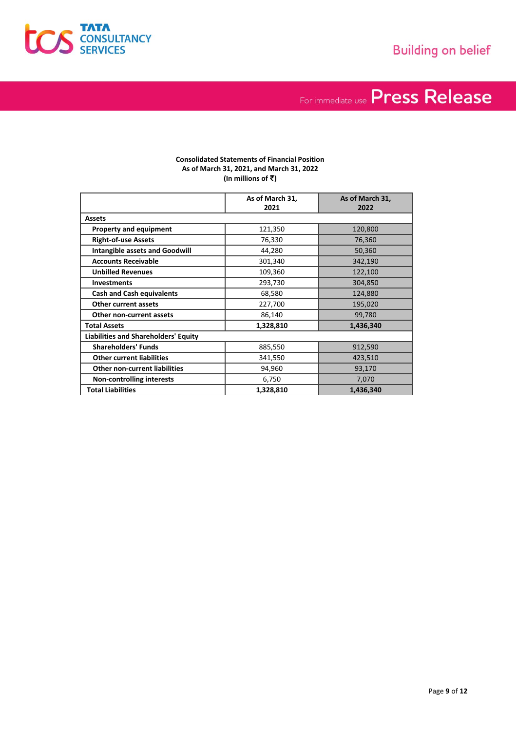**Consolidated Statements of Financial Position**
**As of March 31, 2021, and March 31, 2022**
**(In millions of ₹)**

| | As of March 31, 2021 | As of March 31, 2022 |
|---|---|---|
| **Assets** | | |
| Property and equipment | 121,350 | 120,800 |
| Right-of-use Assets | 76,330 | 76,360 |
| Intangible assets and Goodwill | 44,280 | 50,360 |
| Accounts Receivable | 301,340 | 342,190 |
| Unbilled Revenues | 109,360 | 122,100 |
| Investments | 293,730 | 304,850 |
| Cash and Cash equivalents | 68,580 | 124,880 |
| Other current assets | 227,700 | 195,020 |
| Other non-current assets | 86,140 | 99,780 |
| **Total Assets** | **1,328,810** | **1,436,340** |
| **Liabilities and Shareholders' Equity** | | |
| Shareholders' Funds | 885,550 | 912,590 |
| Other current liabilities | 341,550 | 423,510 |
| Other non-current liabilities | 94,960 | 93,170 |
| Non-controlling interests | 6,750 | 7,070 |
| **Total Liabilities** | **1,328,810** | **1,436,340** |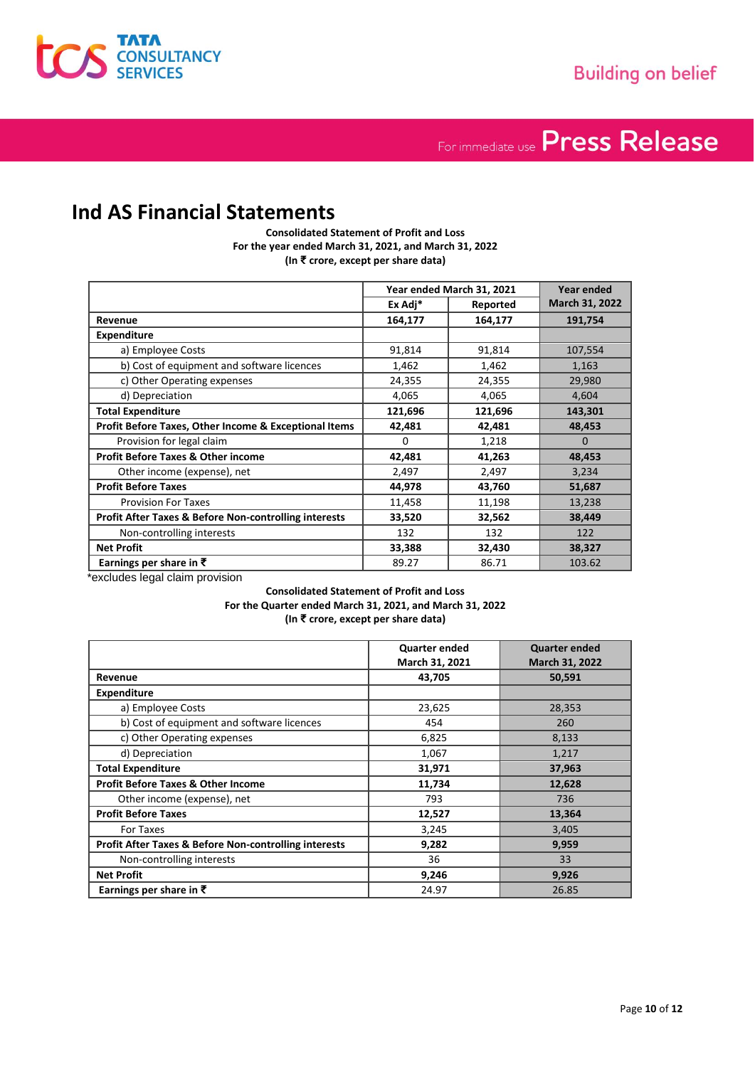# Ind AS Financial Statements

**Consolidated Statement of Profit and Loss**
**For the year ended March 31, 2021, and March 31, 2022**
**(In ₹ crore, except per share data)**

| | Year ended March 31, 2021 | | Year ended March 31, 2022 |
|---|---|---|---|
| | Ex Adj* | Reported | |
| **Revenue** | **164,177** | **164,177** | **191,754** |
| **Expenditure** | | | |
| a) Employee Costs | 91,814 | 91,814 | 107,554 |
| b) Cost of equipment and software licences | 1,462 | 1,462 | 1,163 |
| c) Other Operating expenses | 24,355 | 24,355 | 29,980 |
| d) Depreciation | 4,065 | 4,065 | 4,604 |
| **Total Expenditure** | **121,696** | **121,696** | **143,301** |
| **Profit Before Taxes, Other Income & Exceptional Items** | **42,481** | **42,481** | **48,453** |
| Provision for legal claim | 0 | 1,218 | 0 |
| **Profit Before Taxes & Other income** | **42,481** | **41,263** | **48,453** |
| Other income (expense), net | 2,497 | 2,497 | 3,234 |
| **Profit Before Taxes** | **44,978** | **43,760** | **51,687** |
| Provision For Taxes | 11,458 | 11,198 | 13,238 |
| **Profit After Taxes & Before Non-controlling interests** | **33,520** | **32,562** | **38,449** |
| Non-controlling interests | 132 | 132 | 122 |
| **Net Profit** | **33,388** | **32,430** | **38,327** |
| **Earnings per share in ₹** | 89.27 | 86.71 | 103.62 |

*excludes legal claim provision

**Consolidated Statement of Profit and Loss**
**For the Quarter ended March 31, 2021, and March 31, 2022**
**(In ₹ crore, except per share data)**

| | Quarter ended March 31, 2021 | Quarter ended March 31, 2022 |
|---|---|---|
| **Revenue** | **43,705** | **50,591** |
| **Expenditure** | | |
| a) Employee Costs | 23,625 | 28,353 |
| b) Cost of equipment and software licences | 454 | 260 |
| c) Other Operating expenses | 6,825 | 8,133 |
| d) Depreciation | 1,067 | 1,217 |
| **Total Expenditure** | **31,971** | **37,963** |
| **Profit Before Taxes & Other Income** | **11,734** | **12,628** |
| Other income (expense), net | 793 | 736 |
| **Profit Before Taxes** | **12,527** | **13,364** |
| For Taxes | 3,245 | 3,405 |
| **Profit After Taxes & Before Non-controlling interests** | **9,282** | **9,959** |
| Non-controlling interests | 36 | 33 |
| **Net Profit** | **9,246** | **9,926** |
| **Earnings per share in ₹** | 24.97 | 26.85 |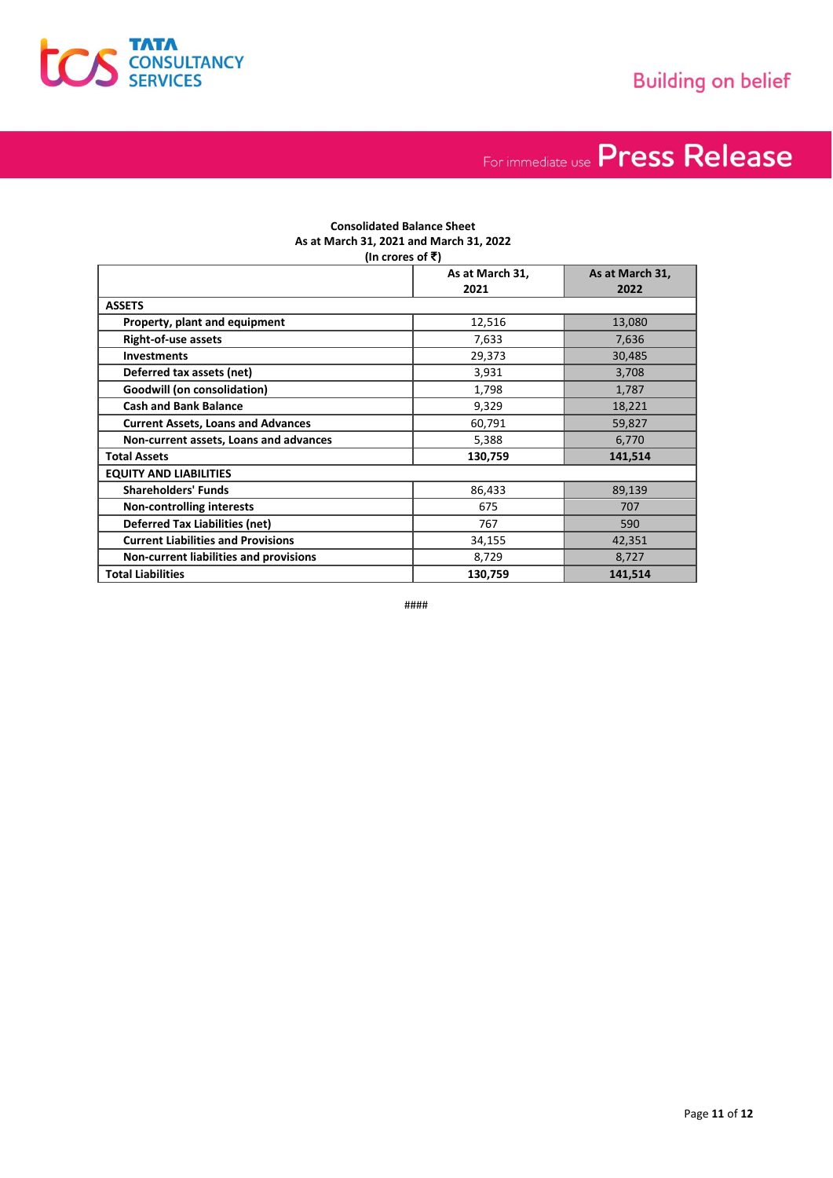**Consolidated Balance Sheet**
**As at March 31, 2021 and March 31, 2022**
**(In crores of ₹)**

| | As at March 31, 2021 | As at March 31, 2022 |
|---|---|---|
| **ASSETS** | | |
| **Property, plant and equipment** | 12,516 | 13,080 |
| **Right-of-use assets** | 7,633 | 7,636 |
| **Investments** | 29,373 | 30,485 |
| **Deferred tax assets (net)** | 3,931 | 3,708 |
| **Goodwill (on consolidation)** | 1,798 | 1,787 |
| **Cash and Bank Balance** | 9,329 | 18,221 |
| **Current Assets, Loans and Advances** | 60,791 | 59,827 |
| **Non-current assets, Loans and advances** | 5,388 | 6,770 |
| **Total Assets** | **130,759** | **141,514** |
| **EQUITY AND LIABILITIES** | | |
| **Shareholders' Funds** | 86,433 | 89,139 |
| **Non-controlling interests** | 675 | 707 |
| **Deferred Tax Liabilities (net)** | 767 | 590 |
| **Current Liabilities and Provisions** | 34,155 | 42,351 |
| **Non-current liabilities and provisions** | 8,729 | 8,727 |
| **Total Liabilities** | **130,759** | **141,514** |

####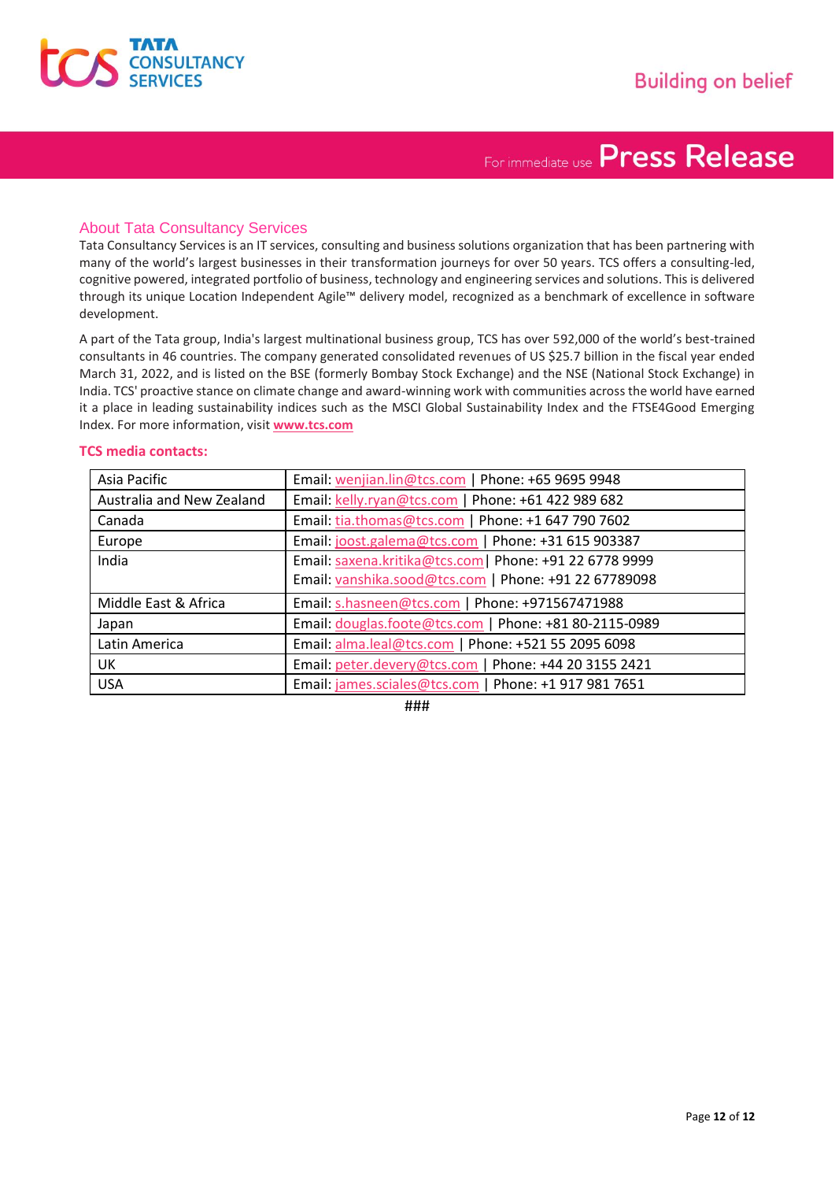## About Tata Consultancy Services

Tata Consultancy Services is an IT services, consulting and business solutions organization that has been partnering with many of the world's largest businesses in their transformation journeys for over 50 years. TCS offers a consulting-led, cognitive powered, integrated portfolio of business, technology and engineering services and solutions. This is delivered through its unique Location Independent Agile™ delivery model, recognized as a benchmark of excellence in software development.

A part of the Tata group, India's largest multinational business group, TCS has over 592,000 of the world's best-trained consultants in 46 countries. The company generated consolidated revenues of US $25.7 billion in the fiscal year ended March 31, 2022, and is listed on the BSE (formerly Bombay Stock Exchange) and the NSE (National Stock Exchange) in India. TCS' proactive stance on climate change and award-winning work with communities across the world have earned it a place in leading sustainability indices such as the MSCI Global Sustainability Index and the FTSE4Good Emerging Index. For more information, visit **www.tcs.com**

**TCS media contacts:**

| | |
|---|---|
| Asia Pacific | Email: wenjian.lin@tcs.com \| Phone: +65 9695 9948 |
| Australia and New Zealand | Email: kelly.ryan@tcs.com \| Phone: +61 422 989 682 |
| Canada | Email: tia.thomas@tcs.com \| Phone: +1 647 790 7602 |
| Europe | Email: joost.galema@tcs.com \| Phone: +31 615 903387 |
| India | Email: saxena.kritika@tcs.com\| Phone: +91 22 6778 9999<br>Email: vanshika.sood@tcs.com \| Phone: +91 22 67789098 |
| Middle East & Africa | Email: s.hasneen@tcs.com \| Phone: +971567471988 |
| Japan | Email: douglas.foote@tcs.com \| Phone: +81 80-2115-0989 |
| Latin America | Email: alma.leal@tcs.com \| Phone: +521 55 2095 6098 |
| UK | Email: peter.devery@tcs.com \| Phone: +44 20 3155 2421 |
| USA | Email: james.sciales@tcs.com \| Phone: +1 917 981 7651 |

###